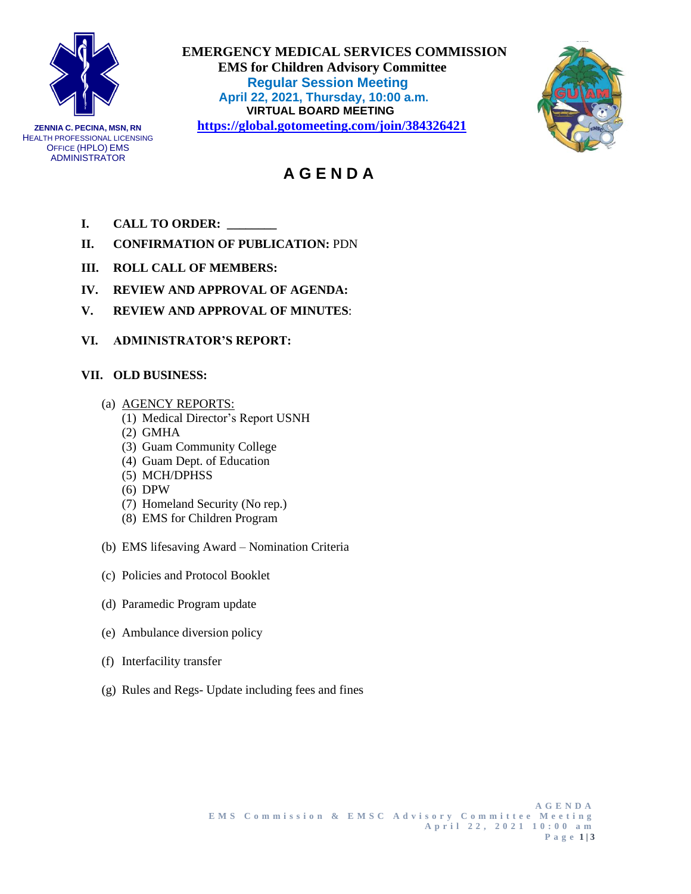ZENNIA C. PECINA, MSN, RN
HEALTH PROFESSIONAL LICENSING OFFICE (HPLO) EMS ADMINISTRATOR

**EMERGENCY MEDICAL SERVICES COMMISSION**
**EMS for Children Advisory Committee**
**Regular Session Meeting**
**April 22, 2021, Thursday, 10:00 a.m.**
**VIRTUAL BOARD MEETING**
**https://global.gotomeeting.com/join/384326421**

# A G E N D A

**I. CALL TO ORDER:** ________

**II. CONFIRMATION OF PUBLICATION:** PDN

**III. ROLL CALL OF MEMBERS:**

**IV. REVIEW AND APPROVAL OF AGENDA:**

**V. REVIEW AND APPROVAL OF MINUTES:**

**VI. ADMINISTRATOR'S REPORT:**

**VII. OLD BUSINESS:**

(a) AGENCY REPORTS:
  (1) Medical Director's Report USNH
  (2) GMHA
  (3) Guam Community College
  (4) Guam Dept. of Education
  (5) MCH/DPHSS
  (6) DPW
  (7) Homeland Security (No rep.)
  (8) EMS for Children Program

(b) EMS lifesaving Award – Nomination Criteria

(c) Policies and Protocol Booklet

(d) Paramedic Program update

(e) Ambulance diversion policy

(f) Interfacility transfer

(g) Rules and Regs- Update including fees and fines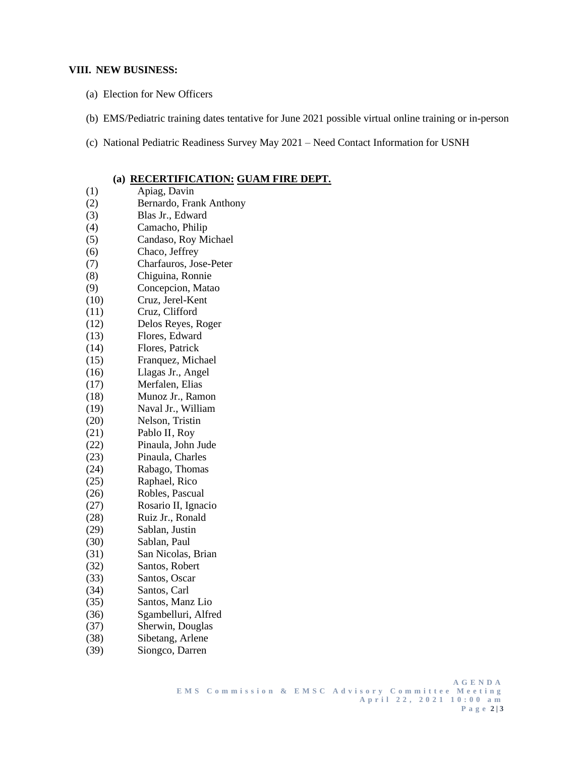## VIII. NEW BUSINESS:

(a) Election for New Officers

(b) EMS/Pediatric training dates tentative for June 2021 possible virtual online training or in-person

(c) National Pediatric Readiness Survey May 2021 – Need Contact Information for USNH

### (a) RECERTIFICATION: GUAM FIRE DEPT.

(1) Apiag, Davin
(2) Bernardo, Frank Anthony
(3) Blas Jr., Edward
(4) Camacho, Philip
(5) Candaso, Roy Michael
(6) Chaco, Jeffrey
(7) Charfauros, Jose-Peter
(8) Chiguina, Ronnie
(9) Concepcion, Matao
(10) Cruz, Jerel-Kent
(11) Cruz, Clifford
(12) Delos Reyes, Roger
(13) Flores, Edward
(14) Flores, Patrick
(15) Franquez, Michael
(16) Llagas Jr., Angel
(17) Merfalen, Elias
(18) Munoz Jr., Ramon
(19) Naval Jr., William
(20) Nelson, Tristin
(21) Pablo II, Roy
(22) Pinaula, John Jude
(23) Pinaula, Charles
(24) Rabago, Thomas
(25) Raphael, Rico
(26) Robles, Pascual
(27) Rosario II, Ignacio
(28) Ruiz Jr., Ronald
(29) Sablan, Justin
(30) Sablan, Paul
(31) San Nicolas, Brian
(32) Santos, Robert
(33) Santos, Oscar
(34) Santos, Carl
(35) Santos, Manz Lio
(36) Sgambelluri, Alfred
(37) Sherwin, Douglas
(38) Sibetang, Arlene
(39) Siongco, Darren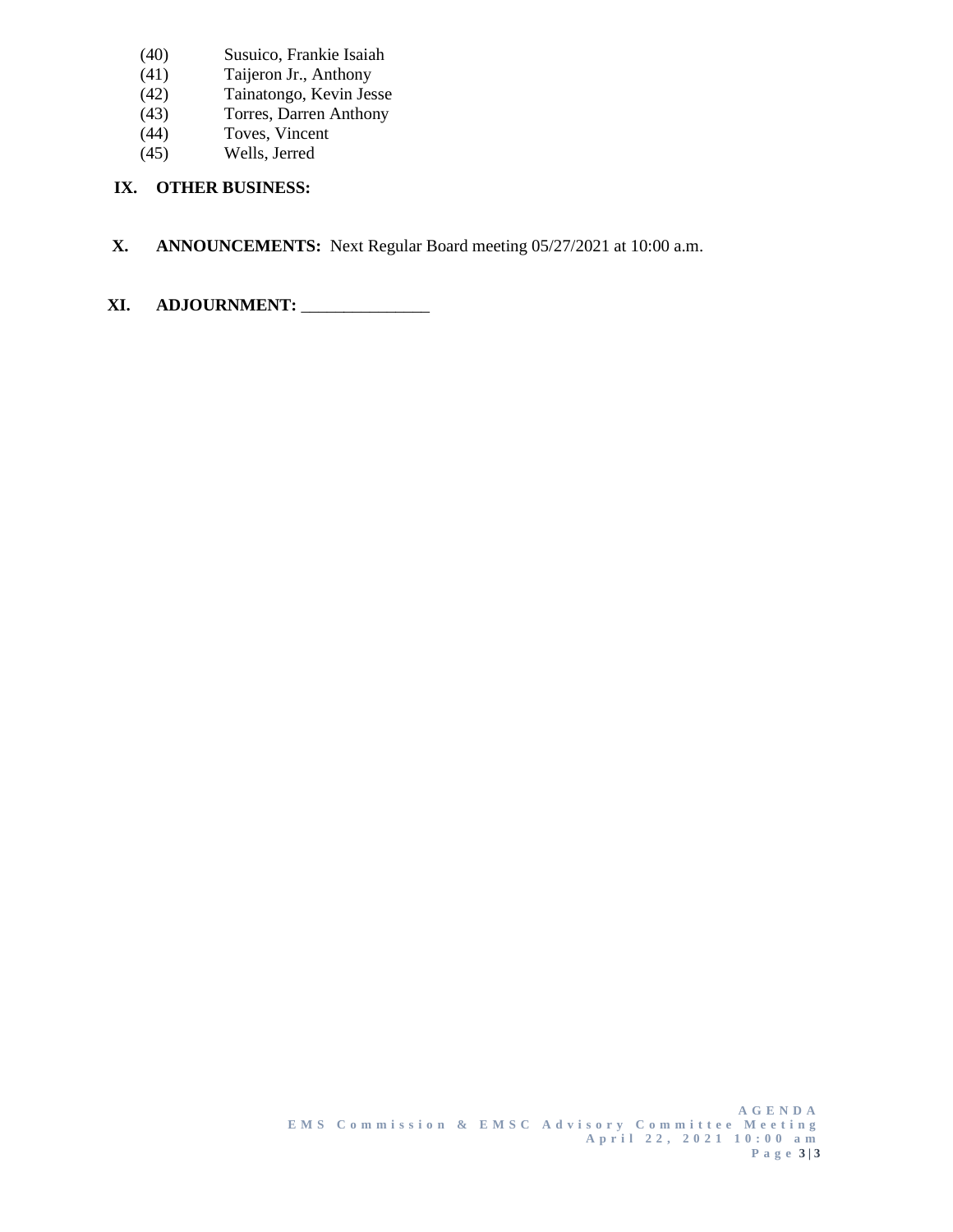(40) Susuico, Frankie Isaiah
(41) Taijeron Jr., Anthony
(42) Tainatongo, Kevin Jesse
(43) Torres, Darren Anthony
(44) Toves, Vincent
(45) Wells, Jerred

**IX. OTHER BUSINESS:**

**X. ANNOUNCEMENTS:** Next Regular Board meeting 05/27/2021 at 10:00 a.m.

**XI. ADJOURNMENT:** _______________